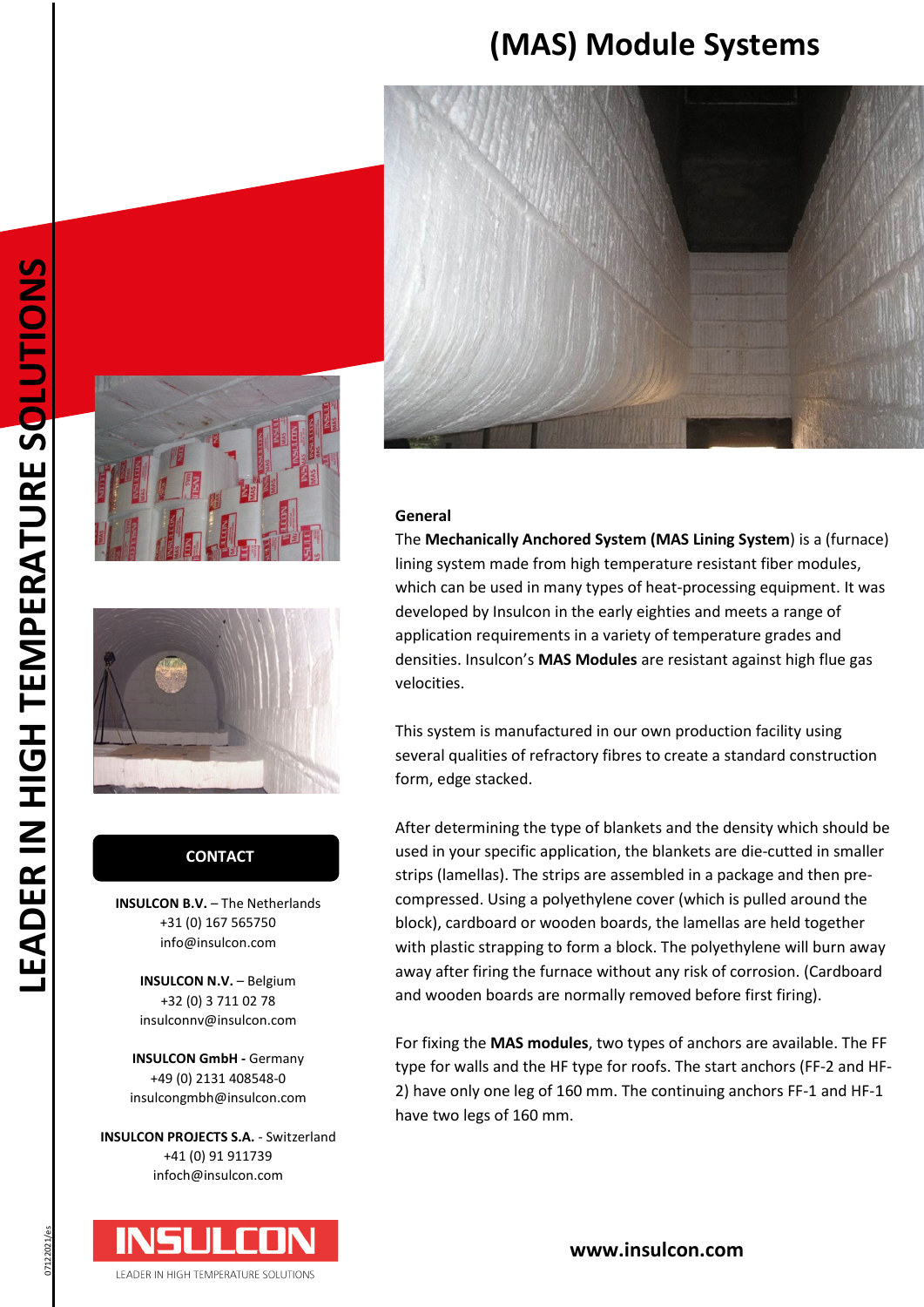# (MAS) Module Systems

LEADER IN HIGH TEMPERATURE SOLUTIONS

## General

The **Mechanically Anchored System (MAS Lining System**) is a (furnace) lining system made from high temperature resistant fiber modules, which can be used in many types of heat-processing equipment. It was developed by Insulcon in the early eighties and meets a range of application requirements in a variety of temperature grades and densities. Insulcon's **MAS Modules** are resistant against high flue gas velocities.

This system is manufactured in our own production facility using several qualities of refractory fibres to create a standard construction form, edge stacked.

After determining the type of blankets and the density which should be used in your specific application, the blankets are die-cutted in smaller strips (lamellas). The strips are assembled in a package and then pre-compressed. Using a polyethylene cover (which is pulled around the block), cardboard or wooden boards, the lamellas are held together with plastic strapping to form a block. The polyethylene will burn away away after firing the furnace without any risk of corrosion. (Cardboard and wooden boards are normally removed before first firing).

For fixing the **MAS modules**, two types of anchors are available. The FF type for walls and the HF type for roofs. The start anchors (FF-2 and HF-2) have only one leg of 160 mm. The continuing anchors FF-1 and HF-1 have two legs of 160 mm.

## CONTACT

**INSULCON B.V.** – The Netherlands
+31 (0) 167 565750
info@insulcon.com

**INSULCON N.V.** – Belgium
+32 (0) 3 711 02 78
insulconnv@insulcon.com

**INSULCON GmbH -** Germany
+49 (0) 2131 408548-0
insulcongmbh@insulcon.com

**INSULCON PROJECTS S.A.** - Switzerland
+41 (0) 91 911739
infoch@insulcon.com

INSULCON
LEADER IN HIGH TEMPERATURE SOLUTIONS

**www.insulcon.com**

07122021/es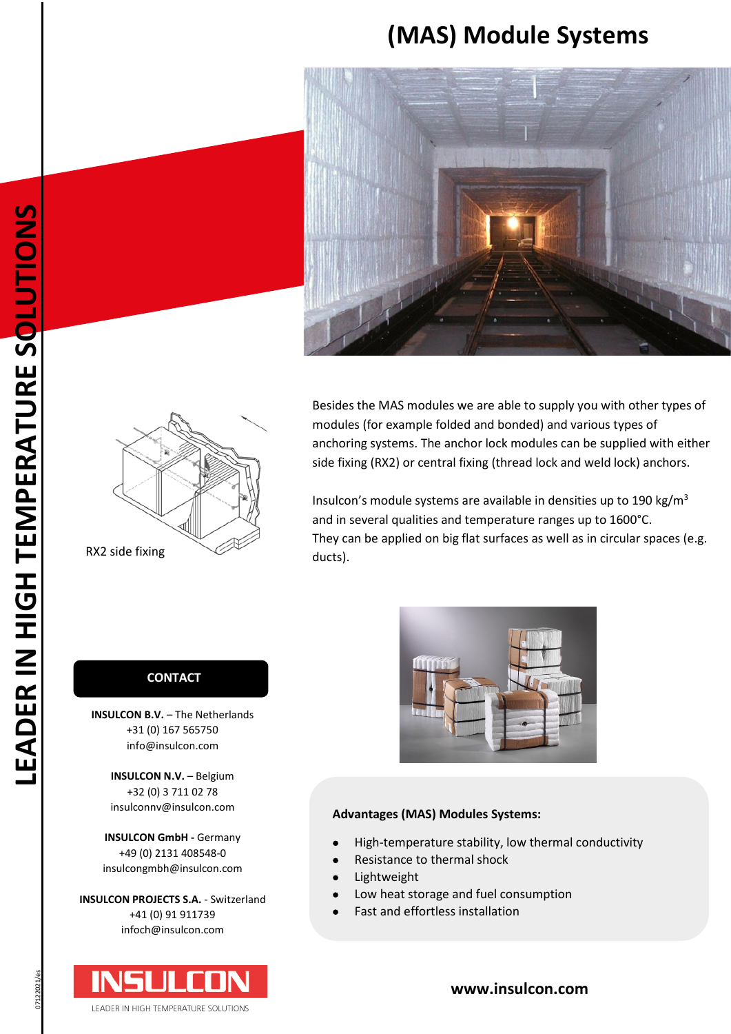# (MAS) Module Systems

LEADER IN HIGH TEMPERATURE SOLUTIONS

Besides the MAS modules we are able to supply you with other types of modules (for example folded and bonded) and various types of anchoring systems. The anchor lock modules can be supplied with either side fixing (RX2) or central fixing (thread lock and weld lock) anchors.

Insulcon's module systems are available in densities up to 190 kg/m$^3$ and in several qualities and temperature ranges up to 1600°C.
They can be applied on big flat surfaces as well as in circular spaces (e.g. ducts).

RX2 side fixing

**Advantages (MAS) Modules Systems:**

- High-temperature stability, low thermal conductivity
- Resistance to thermal shock
- Lightweight
- Low heat storage and fuel consumption
- Fast and effortless installation

**CONTACT**

**INSULCON B.V.** – The Netherlands
+31 (0) 167 565750
info@insulcon.com

**INSULCON N.V.** – Belgium
+32 (0) 3 711 02 78
insulconnv@insulcon.com

**INSULCON GmbH** - Germany
+49 (0) 2131 408548-0
insulcongmbh@insulcon.com

**INSULCON PROJECTS S.A.** - Switzerland
+41 (0) 91 911739
infoch@insulcon.com

INSULCON
LEADER IN HIGH TEMPERATURE SOLUTIONS

**www.insulcon.com**

07122021/es